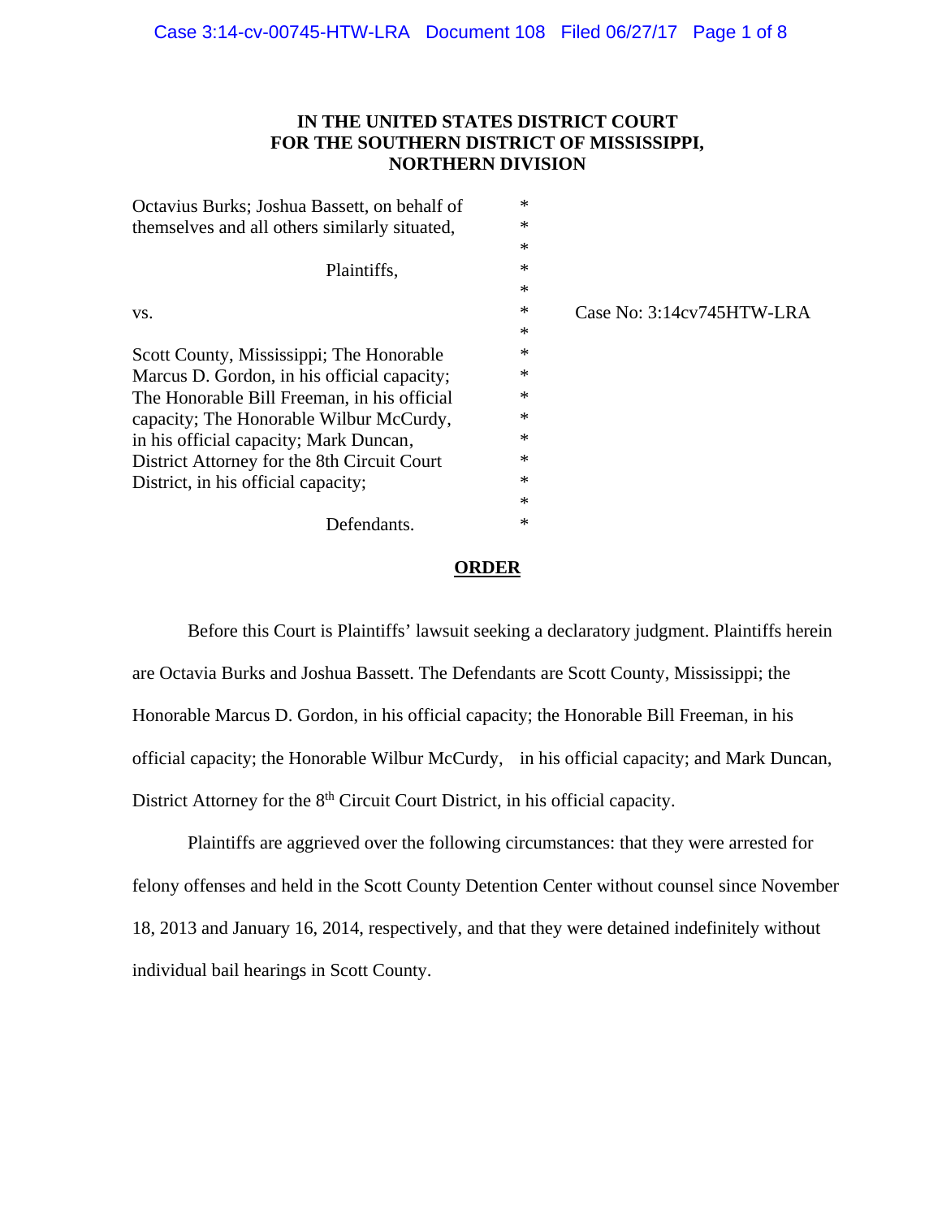**IN THE UNITED STATES DISTRICT COURT**
**FOR THE SOUTHERN DISTRICT OF MISSISSIPPI,**
**NORTHERN DIVISION**

| | | |
|---|---|---|
| Octavius Burks; Joshua Bassett, on behalf of themselves and all others similarly situated, | * | |
| Plaintiffs, | * | |
| vs. | * | Case No: 3:14cv745HTW-LRA |
| Scott County, Mississippi; The Honorable Marcus D. Gordon, in his official capacity; The Honorable Bill Freeman, in his official capacity; The Honorable Wilbur McCurdy, in his official capacity; Mark Duncan, District Attorney for the 8th Circuit Court District, in his official capacity; | * | |
| Defendants. | * | |

**ORDER**

Before this Court is Plaintiffs' lawsuit seeking a declaratory judgment. Plaintiffs herein are Octavia Burks and Joshua Bassett. The Defendants are Scott County, Mississippi; the Honorable Marcus D. Gordon, in his official capacity; the Honorable Bill Freeman, in his official capacity; the Honorable Wilbur McCurdy, in his official capacity; and Mark Duncan, District Attorney for the 8th Circuit Court District, in his official capacity.

Plaintiffs are aggrieved over the following circumstances: that they were arrested for felony offenses and held in the Scott County Detention Center without counsel since November 18, 2013 and January 16, 2014, respectively, and that they were detained indefinitely without individual bail hearings in Scott County.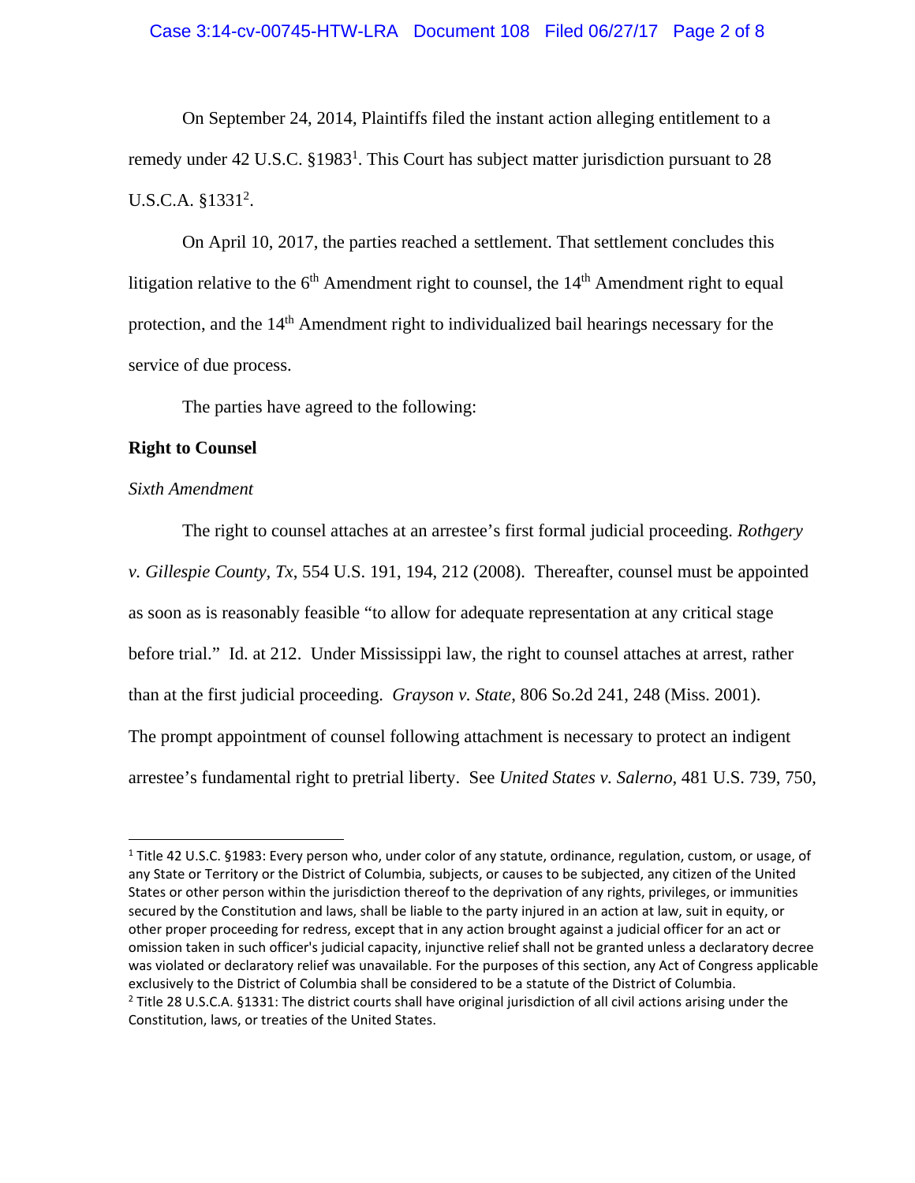On September 24, 2014, Plaintiffs filed the instant action alleging entitlement to a remedy under 42 U.S.C. §1983[1]. This Court has subject matter jurisdiction pursuant to 28 U.S.C.A. §1331[2].

On April 10, 2017, the parties reached a settlement. That settlement concludes this litigation relative to the 6th Amendment right to counsel, the 14th Amendment right to equal protection, and the 14th Amendment right to individualized bail hearings necessary for the service of due process.

The parties have agreed to the following:

**Right to Counsel**

*Sixth Amendment*

The right to counsel attaches at an arrestee's first formal judicial proceeding. *Rothgery v. Gillespie County, Tx*, 554 U.S. 191, 194, 212 (2008). Thereafter, counsel must be appointed as soon as is reasonably feasible "to allow for adequate representation at any critical stage before trial." Id. at 212. Under Mississippi law, the right to counsel attaches at arrest, rather than at the first judicial proceeding. *Grayson v. State*, 806 So.2d 241, 248 (Miss. 2001). The prompt appointment of counsel following attachment is necessary to protect an indigent arrestee's fundamental right to pretrial liberty. See *United States v. Salerno*, 481 U.S. 739, 750,

---

[1] Title 42 U.S.C. §1983: Every person who, under color of any statute, ordinance, regulation, custom, or usage, of any State or Territory or the District of Columbia, subjects, or causes to be subjected, any citizen of the United States or other person within the jurisdiction thereof to the deprivation of any rights, privileges, or immunities secured by the Constitution and laws, shall be liable to the party injured in an action at law, suit in equity, or other proper proceeding for redress, except that in any action brought against a judicial officer for an act or omission taken in such officer's judicial capacity, injunctive relief shall not be granted unless a declaratory decree was violated or declaratory relief was unavailable. For the purposes of this section, any Act of Congress applicable exclusively to the District of Columbia shall be considered to be a statute of the District of Columbia.

[2] Title 28 U.S.C.A. §1331: The district courts shall have original jurisdiction of all civil actions arising under the Constitution, laws, or treaties of the United States.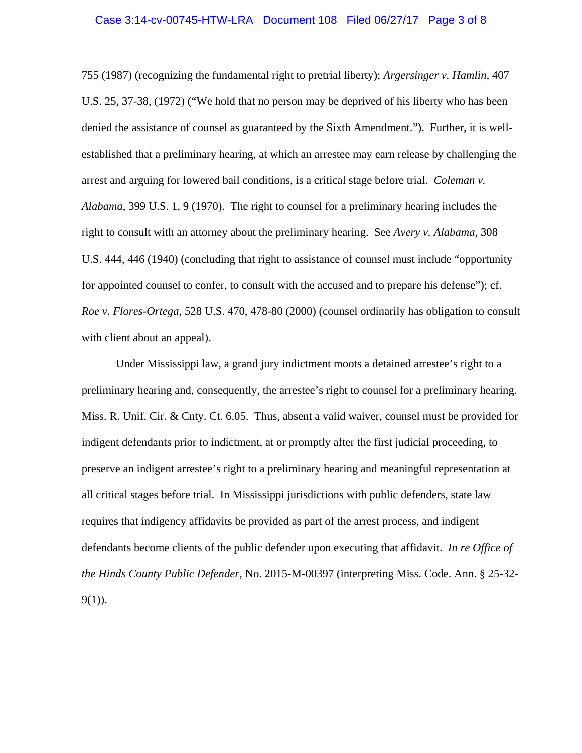755 (1987) (recognizing the fundamental right to pretrial liberty); *Argersinger v. Hamlin*, 407 U.S. 25, 37-38, (1972) ("We hold that no person may be deprived of his liberty who has been denied the assistance of counsel as guaranteed by the Sixth Amendment."). Further, it is well-established that a preliminary hearing, at which an arrestee may earn release by challenging the arrest and arguing for lowered bail conditions, is a critical stage before trial. *Coleman v. Alabama*, 399 U.S. 1, 9 (1970). The right to counsel for a preliminary hearing includes the right to consult with an attorney about the preliminary hearing. See *Avery v. Alabama*, 308 U.S. 444, 446 (1940) (concluding that right to assistance of counsel must include "opportunity for appointed counsel to confer, to consult with the accused and to prepare his defense"); cf. *Roe v. Flores-Ortega*, 528 U.S. 470, 478-80 (2000) (counsel ordinarily has obligation to consult with client about an appeal).

Under Mississippi law, a grand jury indictment moots a detained arrestee's right to a preliminary hearing and, consequently, the arrestee's right to counsel for a preliminary hearing. Miss. R. Unif. Cir. & Cnty. Ct. 6.05. Thus, absent a valid waiver, counsel must be provided for indigent defendants prior to indictment, at or promptly after the first judicial proceeding, to preserve an indigent arrestee's right to a preliminary hearing and meaningful representation at all critical stages before trial. In Mississippi jurisdictions with public defenders, state law requires that indigency affidavits be provided as part of the arrest process, and indigent defendants become clients of the public defender upon executing that affidavit. *In re Office of the Hinds County Public Defender*, No. 2015-M-00397 (interpreting Miss. Code. Ann. § 25-32-9(1)).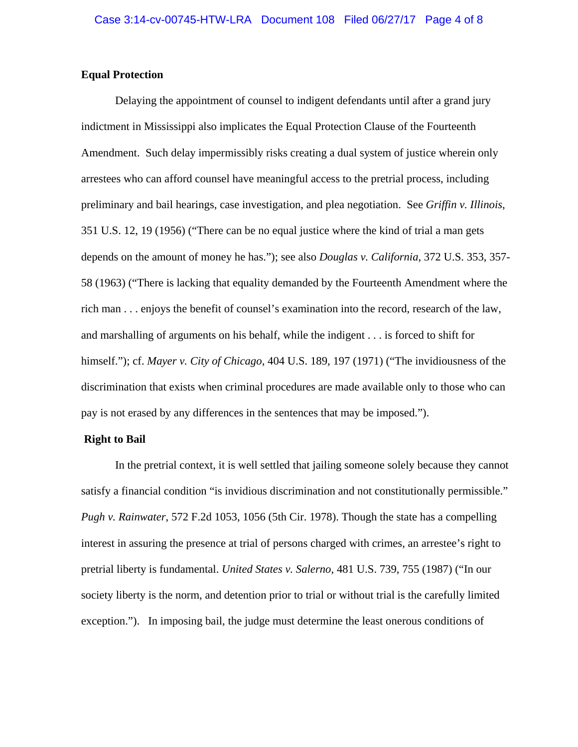**Equal Protection**

Delaying the appointment of counsel to indigent defendants until after a grand jury indictment in Mississippi also implicates the Equal Protection Clause of the Fourteenth Amendment. Such delay impermissibly risks creating a dual system of justice wherein only arrestees who can afford counsel have meaningful access to the pretrial process, including preliminary and bail hearings, case investigation, and plea negotiation. See *Griffin v. Illinois*, 351 U.S. 12, 19 (1956) ("There can be no equal justice where the kind of trial a man gets depends on the amount of money he has."); see also *Douglas v. California*, 372 U.S. 353, 357-58 (1963) ("There is lacking that equality demanded by the Fourteenth Amendment where the rich man . . . enjoys the benefit of counsel's examination into the record, research of the law, and marshalling of arguments on his behalf, while the indigent . . . is forced to shift for himself."); cf. *Mayer v. City of Chicago*, 404 U.S. 189, 197 (1971) ("The invidiousness of the discrimination that exists when criminal procedures are made available only to those who can pay is not erased by any differences in the sentences that may be imposed.").

**Right to Bail**

In the pretrial context, it is well settled that jailing someone solely because they cannot satisfy a financial condition "is invidious discrimination and not constitutionally permissible." *Pugh v. Rainwater*, 572 F.2d 1053, 1056 (5th Cir. 1978). Though the state has a compelling interest in assuring the presence at trial of persons charged with crimes, an arrestee's right to pretrial liberty is fundamental. *United States v. Salerno*, 481 U.S. 739, 755 (1987) ("In our society liberty is the norm, and detention prior to trial or without trial is the carefully limited exception."). In imposing bail, the judge must determine the least onerous conditions of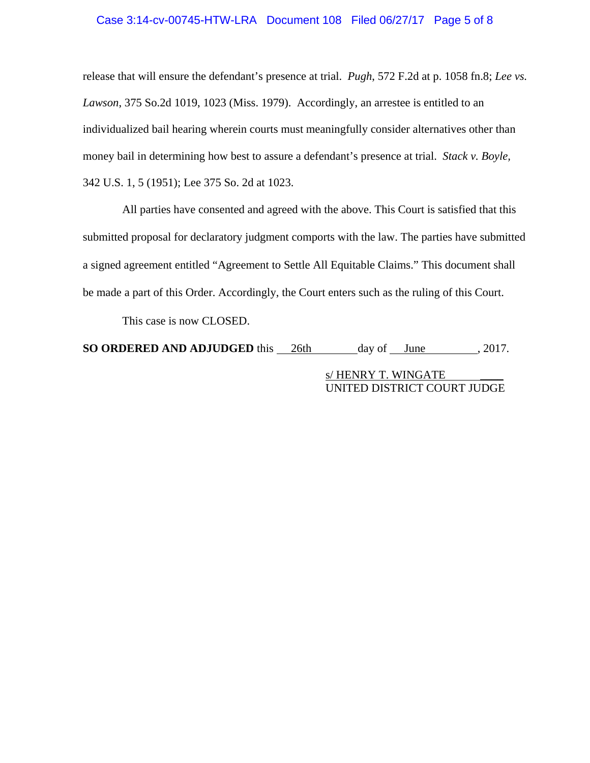release that will ensure the defendant's presence at trial. *Pugh*, 572 F.2d at p. 1058 fn.8; *Lee vs. Lawson*, 375 So.2d 1019, 1023 (Miss. 1979). Accordingly, an arrestee is entitled to an individualized bail hearing wherein courts must meaningfully consider alternatives other than money bail in determining how best to assure a defendant's presence at trial. *Stack v. Boyle,* 342 U.S. 1, 5 (1951); Lee 375 So. 2d at 1023.

All parties have consented and agreed with the above. This Court is satisfied that this submitted proposal for declaratory judgment comports with the law. The parties have submitted a signed agreement entitled "Agreement to Settle All Equitable Claims." This document shall be made a part of this Order. Accordingly, the Court enters such as the ruling of this Court.

This case is now CLOSED.

**SO ORDERED AND ADJUDGED** this 26th day of June, 2017.

s/ HENRY T. WINGATE
UNITED DISTRICT COURT JUDGE